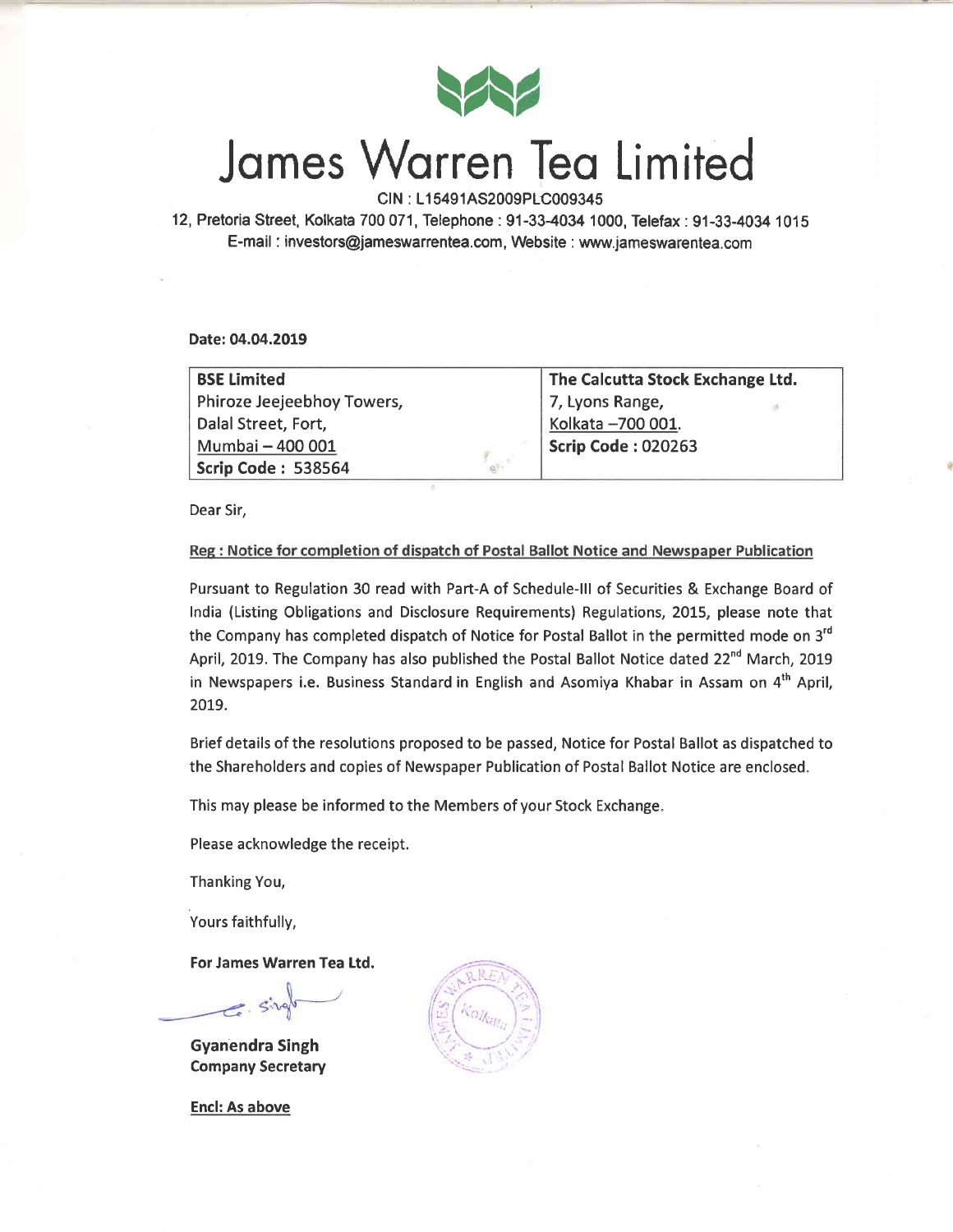# James Warren Tea Limited

CIN : L15491AS2009PLC009345

12, Pretoria Street, Kolkata 700 071, Telephone : 91-33-4034 1000, Telefax : 91-33-4034 1015

E-mail : investors@jameswarrentea.com, Website : www.jameswarentea.com

**Date: 04.04.2019**

| **BSE Limited** | **The Calcutta Stock Exchange Ltd.** |
|---|---|
| Phiroze Jeejeebhoy Towers, | 7, Lyons Range, |
| Dalal Street, Fort, | Kolkata –700 001. |
| Mumbai – 400 001 | **Scrip Code : 020263** |
| **Scrip Code : 538564** | |

Dear Sir,

**Reg : Notice for completion of dispatch of Postal Ballot Notice and Newspaper Publication**

Pursuant to Regulation 30 read with Part-A of Schedule-III of Securities & Exchange Board of India (Listing Obligations and Disclosure Requirements) Regulations, 2015, please note that the Company has completed dispatch of Notice for Postal Ballot in the permitted mode on 3rd April, 2019. The Company has also published the Postal Ballot Notice dated 22nd March, 2019 in Newspapers i.e. Business Standard in English and Asomiya Khabar in Assam on 4th April, 2019.

Brief details of the resolutions proposed to be passed, Notice for Postal Ballot as dispatched to the Shareholders and copies of Newspaper Publication of Postal Ballot Notice are enclosed.

This may please be informed to the Members of your Stock Exchange.

Please acknowledge the receipt.

Thanking You,

Yours faithfully,

**For James Warren Tea Ltd.**

**Gyanendra Singh**
**Company Secretary**

**Encl: As above**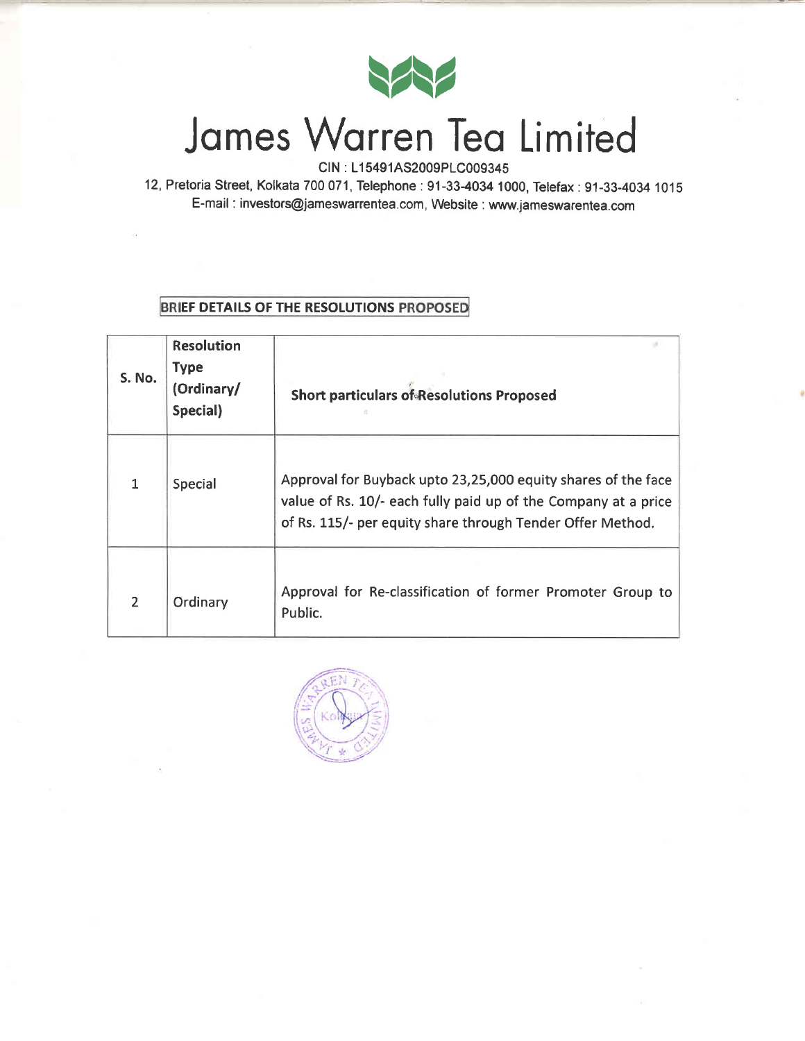# James Warren Tea Limited

CIN : L15491AS2009PLC009345

12, Pretoria Street, Kolkata 700 071, Telephone : 91-33-4034 1000, Telefax : 91-33-4034 1015
E-mail : investors@jameswarrentea.com, Website : www.jameswarentea.com

**BRIEF DETAILS OF THE RESOLUTIONS PROPOSED**

| S. No. | Resolution Type (Ordinary/ Special) | Short particulars of Resolutions Proposed |
|---|---|---|
| 1 | Special | Approval for Buyback upto 23,25,000 equity shares of the face value of Rs. 10/- each fully paid up of the Company at a price of Rs. 115/- per equity share through Tender Offer Method. |
| 2 | Ordinary | Approval for Re-classification of former Promoter Group to Public. |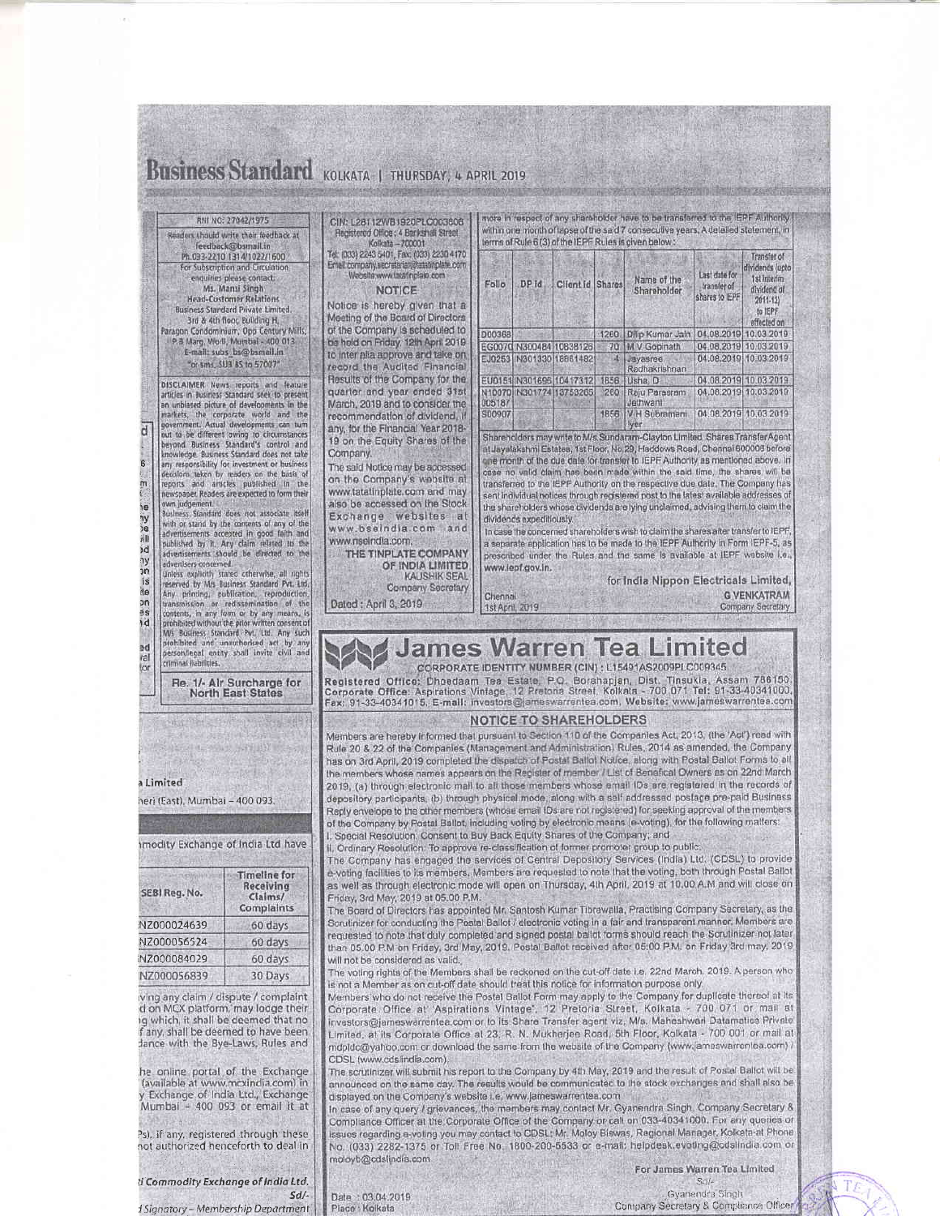# Business Standard KOLKATA | THURSDAY, 4 APRIL 2019

RNI NO: 27042/1975

Readers should write their feedback at feedback@bsmail.in
Ph. 033-2210 1314/1022/1600

For Subscription and Circulation enquiries please contact:
Ms. Mansi Singh
Head-Customer Relations
Business Standard Private Limited,
3rd & 4th floor, Building H,
Paragon Condominium, Opp Century Mills,
P.B Marg, Worli, Mumbai - 400 013
E-mail: subs_bs@bsmail.in
"or sms, SUB BS to 57007"

DISCLAIMER News reports and feature articles in Business Standard seek to present an unbiased picture of developments in the markets, the corporate world and the government. Actual developments can turn out to be different owing to circumstances beyond Business Standard's control and knowledge. Business Standard does not take any responsibility for investment or business decisions taken by readers on the basis of reports and articles published in the newspaper. Readers are expected to form their own judgement.

Business Standard does not associate itself with or stand by the contents of any of the advertisements accepted in good faith and published by it. Any claim related to the advertisements should be directed to the advertisers concerned.

Unless explicitly stated otherwise, all rights reserved by M/s Business Standard Pvt. Ltd. Any printing, publication, reproduction, transmission or redissemination of the contents, in any form or by any means, is prohibited without the prior written consent of M/s Business Standard Pvt. Ltd. Any such prohibited and unauthorised act by any person/legal entity shall invite civil and criminal liabilities.

**Re. 1/- Air Surcharge for North East States**

---

a Limited

heri (East), Mumbai – 400 093.

nmodity Exchange of India Ltd have

| SEBI Reg. No. | Timeline for Receiving Claims/ Complaints |
|---|---|
| NZ000024639 | 60 days |
| NZ000056524 | 60 days |
| NZ000084029 | 60 days |
| NZ000056839 | 30 Days |

ving any claim / dispute / complaint d on MCX platform, may lodge their ng which, it shall be deemed that no f any, shall be deemed to have been dance with the Bye-Laws, Rules and

he online portal of the Exchange (available at www.mcxindia.com) in y Exchange of India Ltd., Exchange Mumbai – 400 093 or email it at

Ps), if any, registered through these not authorized henceforth to deal in

*i Commodity Exchange of India Ltd.*

*Sd/-*

*d Signatory – Membership Department*

---

CIN: L28112WB1920PLC003606
Registered Office: 4 Bankshall Street
Kolkata – 700001
Tel: (033) 2243 5401, Fax: (033) 2230 4170
Email: company.secretariat@tatatinplate.com
Website: www.tatatinplate.com

## NOTICE

Notice is hereby given that a Meeting of the Board of Directors of the Company is scheduled to be held on Friday, 12th April 2019 to inter alia approve and take on record the Audited Financial Results of the Company for the quarter and year ended 31st March, 2019 and to consider the recommendation of dividend, if any, for the Financial Year 2018-19 on the Equity Shares of the Company.

The said Notice may be accessed on the Company's website at www.tatatinplate.com and may also be accessed on the Stock Exchange websites at www.bseindia.com and www.nseindia.com.

**THE TINPLATE COMPANY OF INDIA LIMITED**
KAUSHIK SEAL
Company Secretary

Dated : April 3, 2019

---

more in respect of any shareholder have to be transferred to the IEPF Authority within one month of lapse of the said 7 consecutive years. A detailed statement, in terms of Rule 6 (3) of the IEPF Rules is given below :

| Folio | DP Id | Client Id | Shares | Name of the Shareholder | Last date for transfer of shares to IEPF | Transfer of dividends (upto 1st interim dividend of 2011-12) to IEPF effected on |
|---|---|---|---|---|---|---|
| D00368 | | | 1260 | Dilip Kumar Jain | 04.08.2019 | 10.03.2019 |
| EG0070 | IN300484 | 10838126 | 70 | M V Gopinath | 04.08.2019 | 10.03.2019 |
| EJ0253 | IN301330 | 18861482 | 4 | Jayasree Radhakrishnan | 04.08.2019 | 10.03.2019 |
| EU0151 | IN301696 | 10417312 | 1856 | Usha. D | 04.08.2019 | 10.03.2019 |
| N10970 J05187 | IN301774 | 13753265 | 260 | Raju Parasram Jethwani | 04.08.2019 | 10.03.2019 |
| S00907 | | | 1856 | V H Subramani yer | 04.08.2019 | 10.03.2019 |

Shareholders may write to M/s Sundaram-Clayton Limited, Shares Transfer Agent at Jayalakshmi Estates, 1st Floor, No.29, Haddows Road, Chennai 600006 before one month of the due date for transfer to IEPF Authority as mentioned above. In case no valid claim has been made within the said time, the shares will be transferred to the IEPF Authority on the respective due date. The Company has sent individual notices through registered post to the latest available addresses of the shareholders whose dividends are lying unclaimed, advising them to claim the dividends expeditiously.

In case the concerned shareholders wish to claim the shares after transfer to IEPF, a separate application has to be made to the IEPF Authority in Form IEPF-5, as prescribed under the Rules and the same is available at IEPF website i.e., www.iepf.gov.in.

for India Nippon Electricals Limited,
**G VENKATRAM**
Company Secretary

Chennai
1st April, 2019

---

# James Warren Tea Limited

CORPORATE IDENTITY NUMBER (CIN) : L15491AS2009PLC009345

Registered Office: Dhoedaam Tea Estate, P.O. Borahapjan, Dist. Tinsukia, Assam 786150. Corporate Office: Aspirations Vintage, 12 Pretoria Street, Kolkata - 700 071 Tel: 91-33-40341000, Fax: 91-33-40341015, E-mail: investors@jameswarrentea.com, Website: www.jameswarrentea.com

## NOTICE TO SHAREHOLDERS

Members are hereby informed that pursuant to Section 110 of the Companies Act, 2013, (the 'Act') read with Rule 20 & 22 of the Companies (Management and Administration) Rules, 2014 as amended, the Company has on 3rd April, 2019 completed the dispatch of Postal Ballot Notice, along with Postal Ballot Forms to all the members whose names appears on the Register of member / List of Beneficial Owners as on 22nd March 2019, (a) through electronic mail to all those members whose email IDs are registered in the records of depository participants, (b) through physical mode, along with a self addressed postage pre-paid Business Reply envelope to the other members (whose email IDs are not registered) for seeking approval of the members of the Company by Postal Ballot, including voting by electronic means (e-voting), for the following matters:

i. Special Resolution: Consent to Buy Back Equity Shares of the Company; and

ii. Ordinary Resolution: To approve re-classification of former promoter group to public.

The Company has engaged the services of Central Depository Services (India) Ltd. (CDSL) to provide e-voting facilities to its members. Members are requested to note that the voting, both through Postal Ballot as well as through electronic mode will open on Thursday, 4th April, 2019 at 10.00 A.M and will close on Friday, 3rd May, 2019 at 05.00 P.M.

The Board of Directors has appointed Mr. Santosh Kumar Tibrewalla, Practising Company Secretary, as the Scrutinizer for conducting the Postal Ballot / electronic voting in a fair and transparent manner. Members are requested to note that duly completed and signed postal ballot forms should reach the Scrutinizer not later than 05.00 P.M on Friday, 3rd May, 2019. Postal Ballot received after 05:00 P.M. on Friday 3rd may, 2019 will not be considered as valid.

The voting rights of the Members shall be reckoned on the cut-off date i.e. 22nd March, 2019. A person who is not a Member as on cut-off date should treat this notice for information purpose only.

Members who do not receive the Postal Ballot Form may apply to the Company for duplicate thereof at its Corporate Office at 'Aspirations Vintage', 12 Pretoria Street, Kolkata - 700 071 or mail at investors@jameswarrentea.com or to its Share Transfer agent viz. M/s. Maheshwari Datamatics Private Limited, at its Corporate Office at 23, R. N. Mukherjee Road, 5th Floor, Kolkata - 700 001 or mail at mdpldc@yahoo.com or download the same from the website of the Company (www.jameswarrentea.com) / CDSL (www.cdslindia.com).

The scrutinizer will submit his report to the Company by 4th May, 2019 and the result of Postal Ballot will be announced on the same day. The results would be communicated to the stock exchanges and shall also be displayed on the Company's website i.e. www.jameswarrentea.com

In case of any query / grievances, the members may contact Mr. Gyanendra Singh, Company Secretary & Compliance Officer at the Corporate Office of the Company or call on 033-40341000. For any queries or issues regarding e-voting you may contact to CDSL: Mr. Moloy Biswas, Regional Manager, Kolkata at Phone No. (033) 2282-1375 or Toll Free No. 1800-200-5533 or e-mail: helpdesk.evoting@cdslindia.com or moloyb@cdslindia.com

For James Warren Tea Limited
Sd/-
Gyanendra Singh
Company Secretary & Compliance Officer

Date : 03.04.2019
Place : Kolkata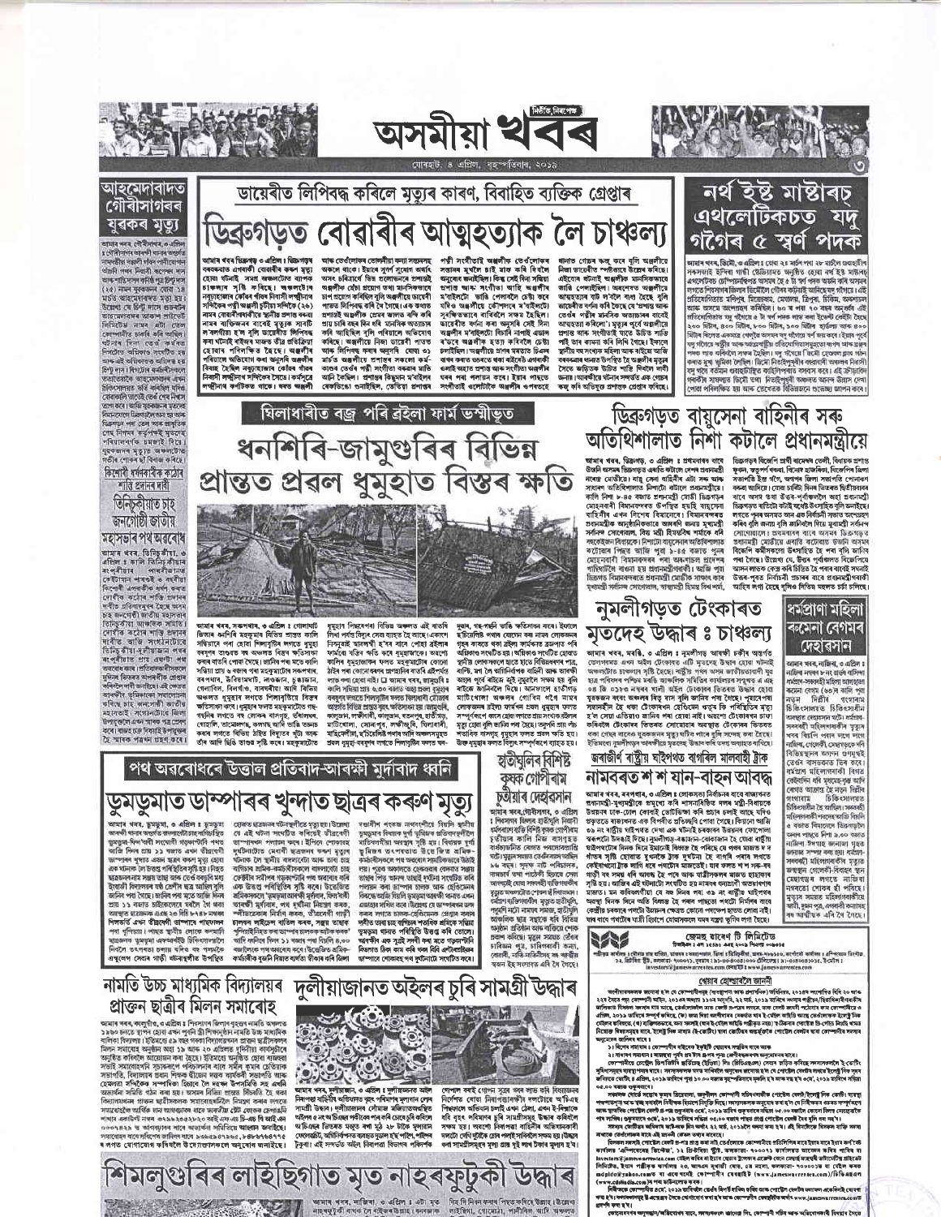# আহমেদাবাদত গৌৰীসাগৰৰ যুৱকৰ মৃত্যু

## কিশোৰী ধৰ্ষণকাৰীৰ কঠোৰ শাস্তি প্ৰদানৰ দাবী

## তিনিচুকীয়াত চাহ জনগোষ্ঠী জাতীয় মহাসভাৰ পথ অৱৰোধ

---

### ডায়েৰীত লিপিবদ্ধ কৰিলে মৃত্যুৰ কাৰণ, বিবাহিত ব্যক্তিক গ্ৰেপ্তাৰ

# ডিব্ৰুগড়ত বোৱাৰীৰ আত্মহত্যাক লৈ চাঞ্চল্য

---

# নৰ্থ ইষ্ট মাষ্টাৰ্চ এথলেটিকচত যদু গগৈৰ ৫ স্বৰ্ণ পদক

---

### ঘিলাধাৰীত বজ্ৰ পৰি ব্ৰইলা ফাৰ্ম ভস্মীভূত

# ধনশিৰি-জামুগুৰিৰ বিভিন্ন প্ৰান্তত প্ৰবল ধুমুহাত বিস্তৰ ক্ষতি

---

# ডিব্ৰুগড়ত বায়ুসেনা বাহিনীৰ সৰু অতিথিশালাত নিশা কটালে প্ৰধানমন্ত্ৰীয়ে

---

# নুমলীগড়ত টেংকাৰত মৃতদেহ উদ্ধাৰ ঃ চাঞ্চল্য

---

### জৰাজীৰ্ণ ৰাষ্ট্ৰীয় ঘাইপথত বাগৰিল মালবাহী ট্ৰাক

# নামৰঘৰত শ শ যান-বাহন আবদ্ধ

---

# ধৰ্মপ্ৰাণা মহিলা ৰুমেনা বেগমৰ দেহাৱসান

---

### পথ অৱৰোধেৰে উত্তাল প্ৰতিবাদ-আৰক্ষী মুৰ্দাবাদ ধ্বনি

# ডুমডুমাত ডাম্পাৰৰ খুন্দাত ছাত্ৰৰ কৰুণ মৃত্যু

---

# হাতীখুলিৰ বিশিষ্ট কৃষক গোপীৰাম চুতীয়াৰ দেহাৱসান

---

# নামতি উচ্চ মাধ্যমিক বিদ্যালয়ৰ প্ৰাক্তন ছাত্ৰীৰ মিলন সমাৰোহ

---

# দুলীয়াজানত অইলৰ চুৰি সামগ্ৰী উদ্ধাৰ

---

# শিমলুগুৰিৰ লাইছিগাত মৃত নাহৰফুটুকী উদ্ধাৰ

---

**জেমছ্ ৱাৰেন টি লিমিটেড**

investors@jameswarrentea.com · www.jameswarrentea.com

**শ্বেয়াৰ হোল্ডাৰলৈ জাননী**